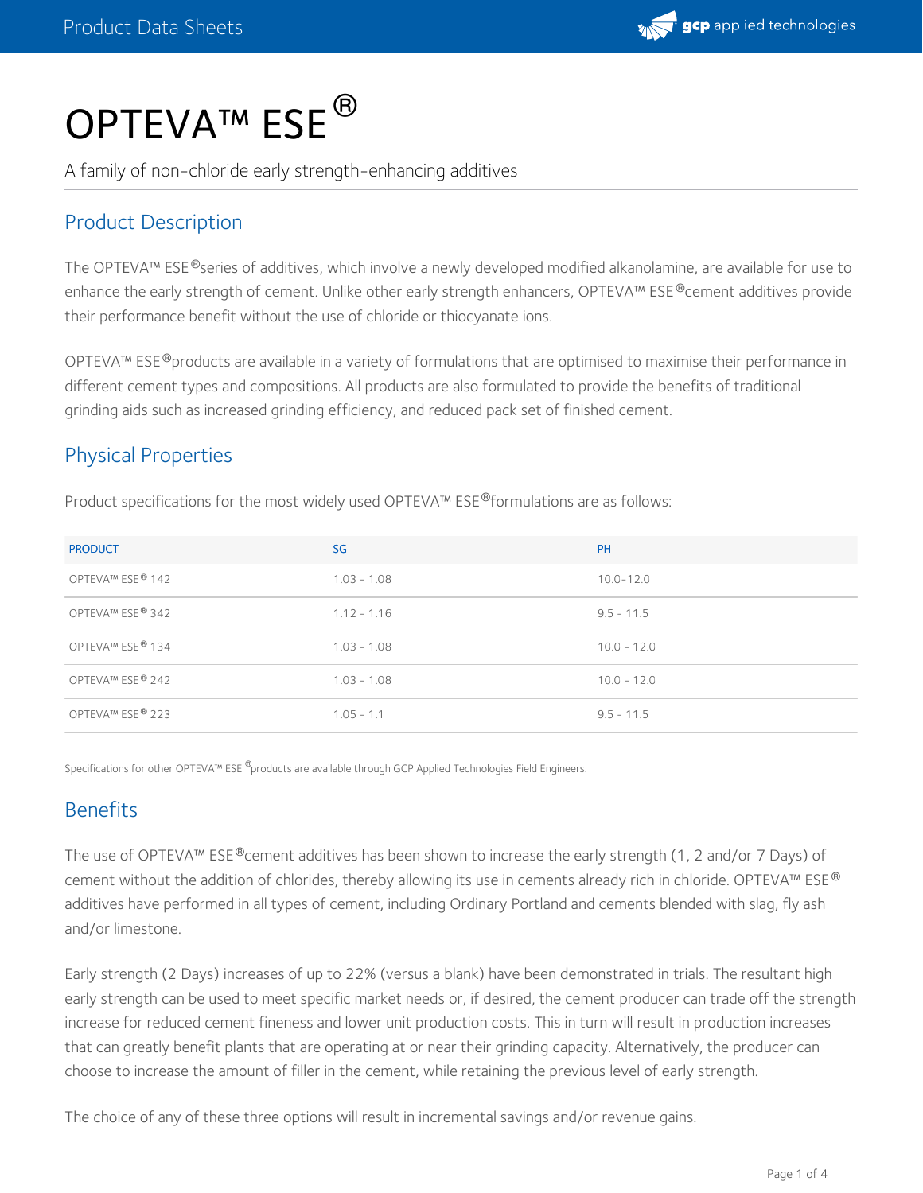# OPTEVA™ ESE®

A family of non-chloride early strength-enhancing additives

## Product Description

The OPTEVA™ ESE® series of additives, which involve a newly developed modified alkanolamine, are available for use to enhance the early strength of cement. Unlike other early strength enhancers, OPTEVA™ ESE® cement additives provide their performance benefit without the use of chloride or thiocyanate ions.

OPTEVA™ ESE® products are available in a variety of formulations that are optimised to maximise their performance in different cement types and compositions. All products are also formulated to provide the benefits of traditional grinding aids such as increased grinding efficiency, and reduced pack set of finished cement.

## Physical Properties

Product specifications for the most widely used OPTEVA™ ESE® formulations are as follows:

| PRODUCT | SG | PH |
|---|---|---|
| OPTEVA™ ESE® 142 | 1.03 - 1.08 | 10.0-12.0 |
| OPTEVA™ ESE® 342 | 1.12 - 1.16 | 9.5 - 11.5 |
| OPTEVA™ ESE® 134 | 1.03 - 1.08 | 10.0 - 12.0 |
| OPTEVA™ ESE® 242 | 1.03 - 1.08 | 10.0 - 12.0 |
| OPTEVA™ ESE® 223 | 1.05 - 1.1 | 9.5 - 11.5 |

Specifications for other OPTEVA™ ESE® products are available through GCP Applied Technologies Field Engineers.

## Benefits

The use of OPTEVA™ ESE® cement additives has been shown to increase the early strength (1, 2 and/or 7 Days) of cement without the addition of chlorides, thereby allowing its use in cements already rich in chloride. OPTEVA™ ESE® additives have performed in all types of cement, including Ordinary Portland and cements blended with slag, fly ash and/or limestone.

Early strength (2 Days) increases of up to 22% (versus a blank) have been demonstrated in trials. The resultant high early strength can be used to meet specific market needs or, if desired, the cement producer can trade off the strength increase for reduced cement fineness and lower unit production costs. This in turn will result in production increases that can greatly benefit plants that are operating at or near their grinding capacity. Alternatively, the producer can choose to increase the amount of filler in the cement, while retaining the previous level of early strength.

The choice of any of these three options will result in incremental savings and/or revenue gains.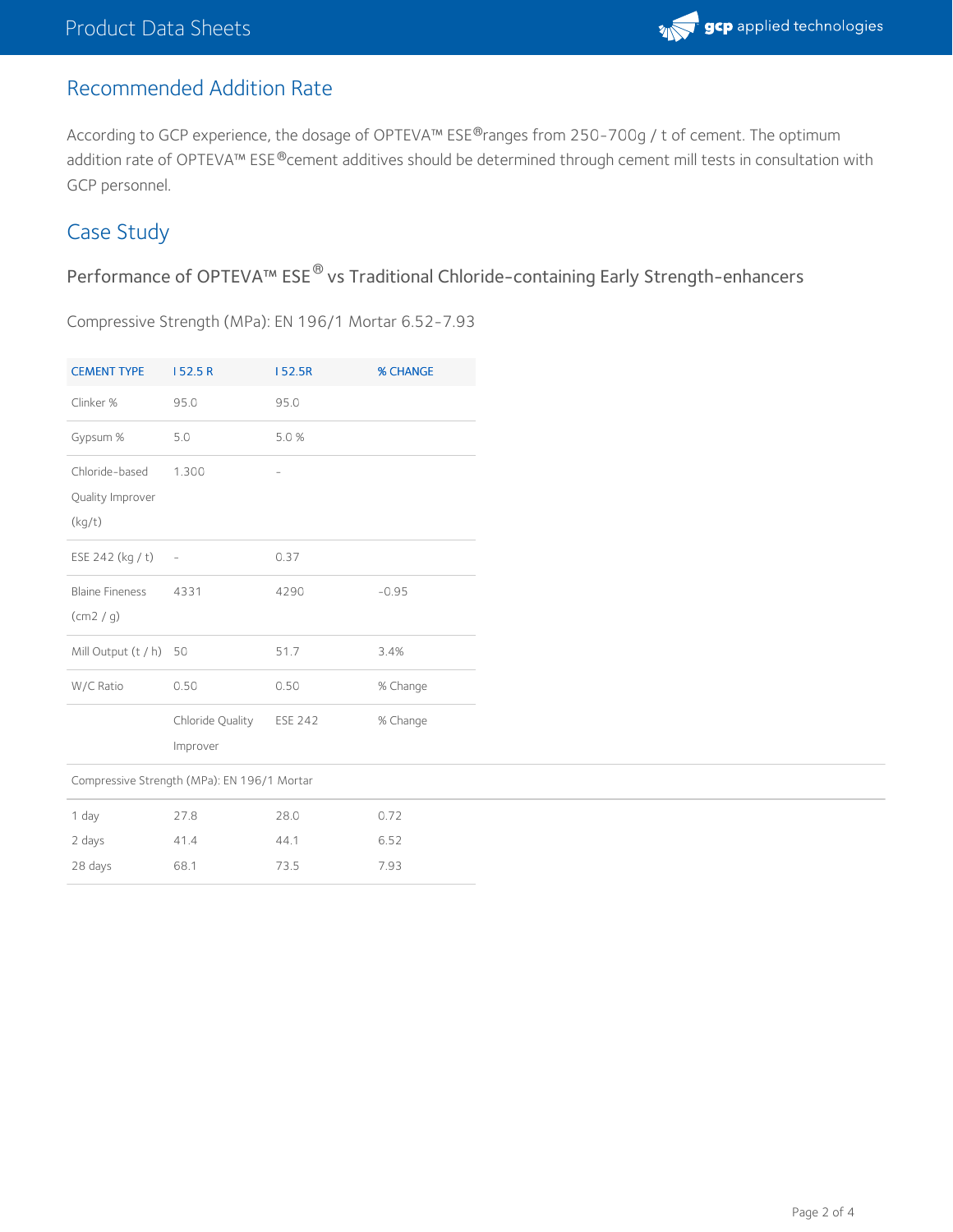## Recommended Addition Rate

According to GCP experience, the dosage of OPTEVA™ ESE®ranges from 250-700g / t of cement. The optimum addition rate of OPTEVA™ ESE®cement additives should be determined through cement mill tests in consultation with GCP personnel.

## Case Study

### Performance of OPTEVA™ ESE® vs Traditional Chloride-containing Early Strength-enhancers

Compressive Strength (MPa): EN 196/1 Mortar 6.52-7.93

| CEMENT TYPE | I 52.5 R | I 52.5R | % CHANGE |
|---|---|---|---|
| Clinker % | 95.0 | 95.0 | |
| Gypsum % | 5.0 | 5.0 % | |
| Chloride-based Quality Improver (kg/t) | 1.300 | - | |
| ESE 242 (kg / t) | - | 0.37 | |
| Blaine Fineness (cm2 / g) | 4331 | 4290 | -0.95 |
| Mill Output (t / h) | 50 | 51.7 | 3.4% |
| W/C Ratio | 0.50 | 0.50 | % Change |
| | Chloride Quality Improver | ESE 242 | % Change |
| Compressive Strength (MPa): EN 196/1 Mortar | | | |
| 1 day | 27.8 | 28.0 | 0.72 |
| 2 days | 41.4 | 44.1 | 6.52 |
| 28 days | 68.1 | 73.5 | 7.93 |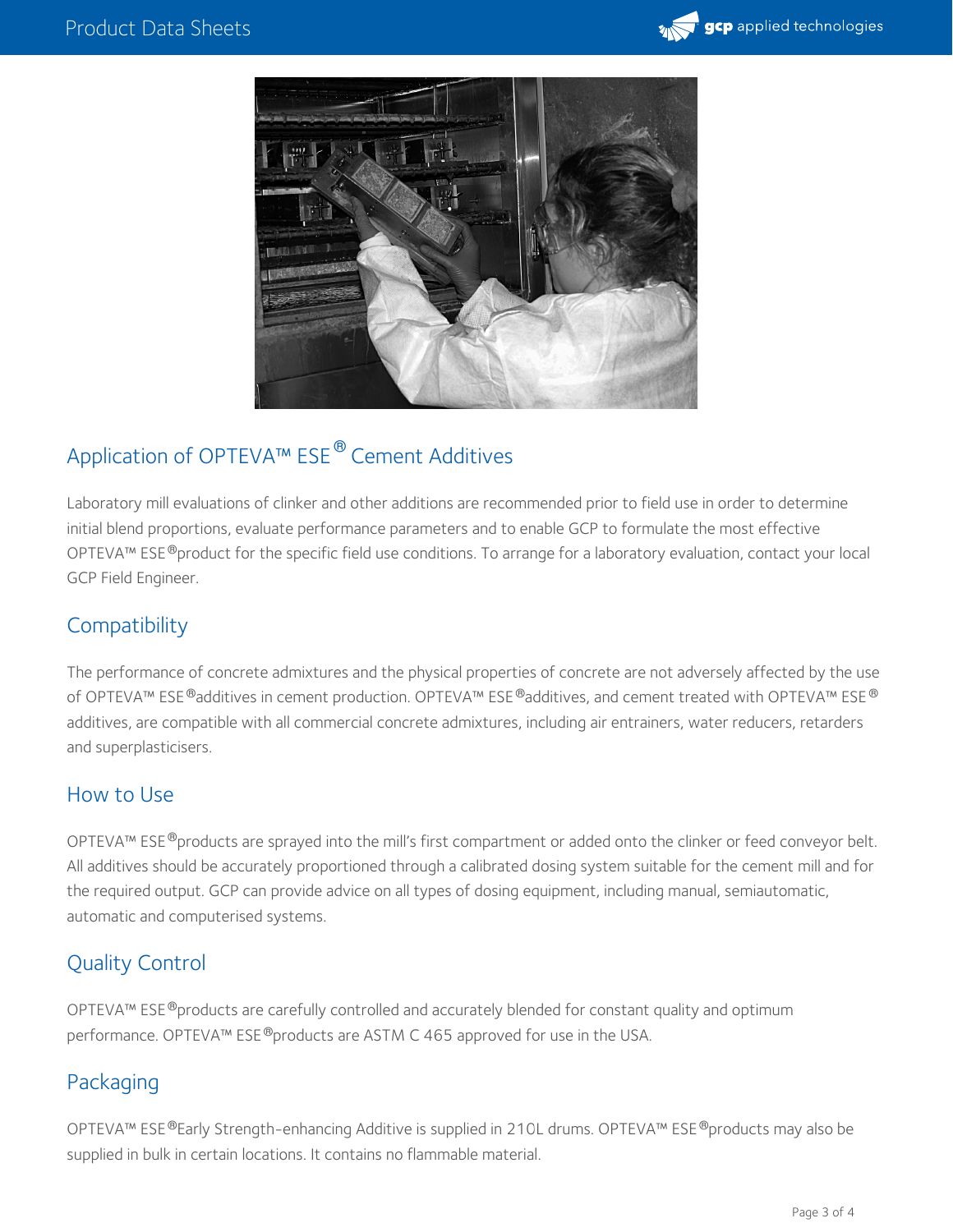## Application of OPTEVA™ ESE® Cement Additives

Laboratory mill evaluations of clinker and other additions are recommended prior to field use in order to determine initial blend proportions, evaluate performance parameters and to enable GCP to formulate the most effective OPTEVA™ ESE® product for the specific field use conditions. To arrange for a laboratory evaluation, contact your local GCP Field Engineer.

## Compatibility

The performance of concrete admixtures and the physical properties of concrete are not adversely affected by the use of OPTEVA™ ESE® additives in cement production. OPTEVA™ ESE® additives, and cement treated with OPTEVA™ ESE® additives, are compatible with all commercial concrete admixtures, including air entrainers, water reducers, retarders and superplasticisers.

## How to Use

OPTEVA™ ESE® products are sprayed into the mill's first compartment or added onto the clinker or feed conveyor belt. All additives should be accurately proportioned through a calibrated dosing system suitable for the cement mill and for the required output. GCP can provide advice on all types of dosing equipment, including manual, semiautomatic, automatic and computerised systems.

## Quality Control

OPTEVA™ ESE® products are carefully controlled and accurately blended for constant quality and optimum performance. OPTEVA™ ESE® products are ASTM C 465 approved for use in the USA.

## Packaging

OPTEVA™ ESE® Early Strength-enhancing Additive is supplied in 210L drums. OPTEVA™ ESE® products may also be supplied in bulk in certain locations. It contains no flammable material.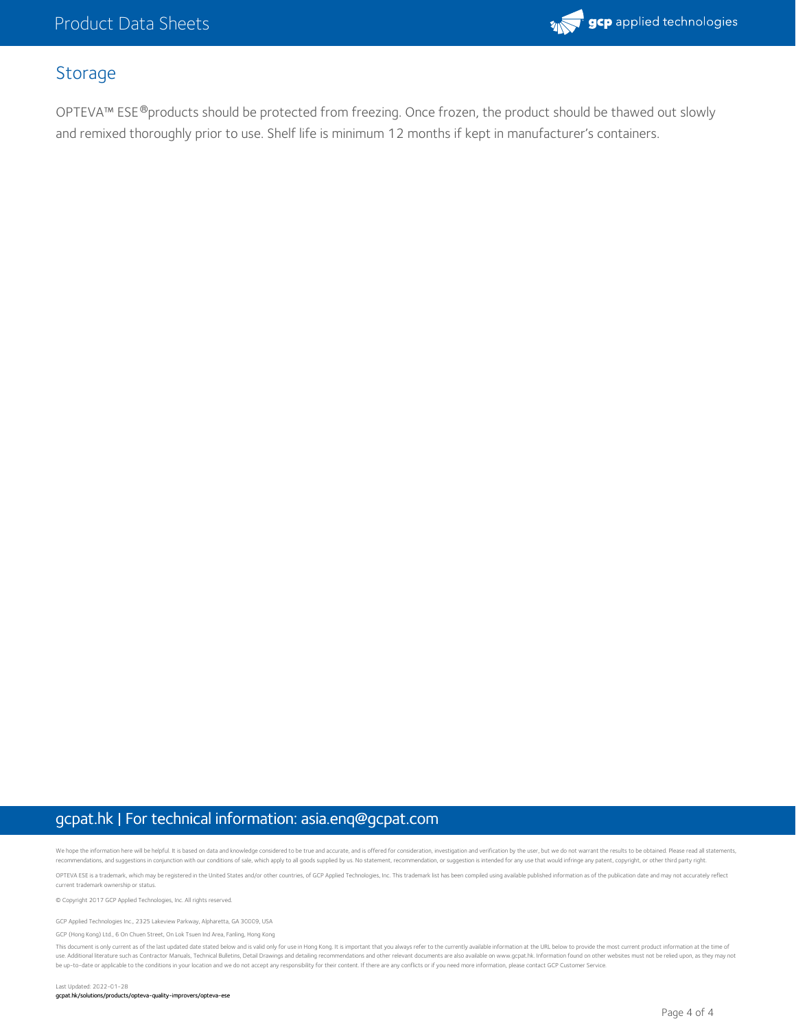## Storage

OPTEVA™ ESE®products should be protected from freezing. Once frozen, the product should be thawed out slowly and remixed thoroughly prior to use. Shelf life is minimum 12 months if kept in manufacturer's containers.

gcpat.hk | For technical information: asia.enq@gcpat.com

We hope the information here will be helpful. It is based on data and knowledge considered to be true and accurate, and is offered for consideration, investigation and verification by the user, but we do not warrant the results to be obtained. Please read all statements, recommendations, and suggestions in conjunction with our conditions of sale, which apply to all goods supplied by us. No statement, recommendation, or suggestion is intended for any use that would infringe any patent, copyright, or other third party right.

OPTEVA ESE is a trademark, which may be registered in the United States and/or other countries, of GCP Applied Technologies, Inc. This trademark list has been compiled using available published information as of the publication date and may not accurately reflect current trademark ownership or status.

© Copyright 2017 GCP Applied Technologies, Inc. All rights reserved.

GCP Applied Technologies Inc., 2325 Lakeview Parkway, Alpharetta, GA 30009, USA

GCP (Hong Kong) Ltd., 6 On Chuen Street, On Lok Tsuen Ind Area, Fanling, Hong Kong

This document is only current as of the last updated date stated below and is valid only for use in Hong Kong. It is important that you always refer to the currently available information at the URL below to provide the most current product information at the time of use. Additional literature such as Contractor Manuals, Technical Bulletins, Detail Drawings and detailing recommendations and other relevant documents are also available on www.gcpat.hk. Information found on other websites must not be relied upon, as they may not be up-to-date or applicable to the conditions in your location and we do not accept any responsibility for their content. If there are any conflicts or if you need more information, please contact GCP Customer Service.

Last Updated: 2022-01-28

gcpat.hk/solutions/products/opteva-quality-improvers/opteva-ese